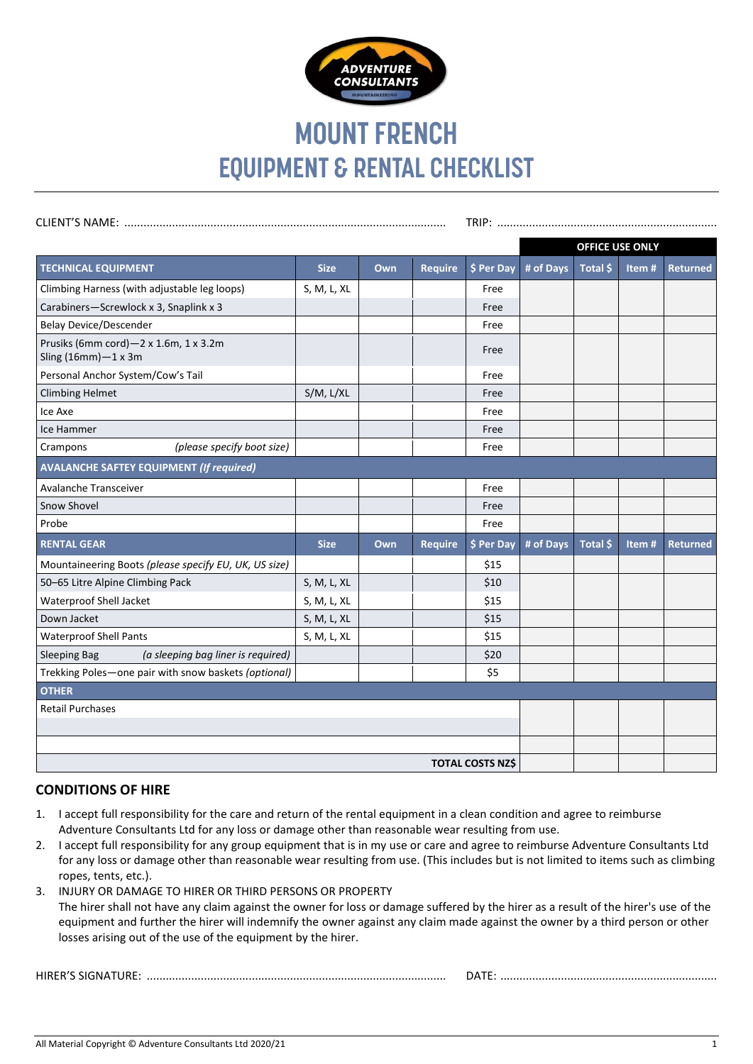# MOUNT FRENCH
# EQUIPMENT & RENTAL CHECKLIST

CLIENT'S NAME: ........................................................................................................ TRIP: ........................................................................

| | | | | | OFFICE USE ONLY | | | |
|---|---|---|---|---|---|---|---|---|
| **TECHNICAL EQUIPMENT** | **Size** | **Own** | **Require** | **$ Per Day** | **# of Days** | **Total $** | **Item #** | **Returned** |
| Climbing Harness (with adjustable leg loops) | S, M, L, XL | | | Free | | | | |
| Carabiners—Screwlock x 3, Snaplink x 3 | | | | Free | | | | |
| Belay Device/Descender | | | | Free | | | | |
| Prusiks (6mm cord)—2 x 1.6m, 1 x 3.2m Sling (16mm)—1 x 3m | | | | Free | | | | |
| Personal Anchor System/Cow's Tail | | | | Free | | | | |
| Climbing Helmet | S/M, L/XL | | | Free | | | | |
| Ice Axe | | | | Free | | | | |
| Ice Hammer | | | | Free | | | | |
| Crampons *(please specify boot size)* | | | | Free | | | | |
| **AVALANCHE SAFTEY EQUIPMENT *(If required)*** | | | | | | | | |
| Avalanche Transceiver | | | | Free | | | | |
| Snow Shovel | | | | Free | | | | |
| Probe | | | | Free | | | | |
| **RENTAL GEAR** | **Size** | **Own** | **Require** | **$ Per Day** | **# of Days** | **Total $** | **Item #** | **Returned** |
| Mountaineering Boots *(please specify EU, UK, US size)* | | | | $15 | | | | |
| 50–65 Litre Alpine Climbing Pack | S, M, L, XL | | | $10 | | | | |
| Waterproof Shell Jacket | S, M, L, XL | | | $15 | | | | |
| Down Jacket | S, M, L, XL | | | $15 | | | | |
| Waterproof Shell Pants | S, M, L, XL | | | $15 | | | | |
| Sleeping Bag *(a sleeping bag liner is required)* | | | | $20 | | | | |
| Trekking Poles—one pair with snow baskets *(optional)* | | | | $5 | | | | |
| **OTHER** | | | | | | | | |
| Retail Purchases | | | | | | | | |
| | | | | | | | | |
| | | | | | | | | |
| | | | | **TOTAL COSTS NZ$** | | | | |

## CONDITIONS OF HIRE

1. I accept full responsibility for the care and return of the rental equipment in a clean condition and agree to reimburse Adventure Consultants Ltd for any loss or damage other than reasonable wear resulting from use.
2. I accept full responsibility for any group equipment that is in my use or care and agree to reimburse Adventure Consultants Ltd for any loss or damage other than reasonable wear resulting from use. (This includes but is not limited to items such as climbing ropes, tents, etc.).
3. INJURY OR DAMAGE TO HIRER OR THIRD PERSONS OR PROPERTY
   The hirer shall not have any claim against the owner for loss or damage suffered by the hirer as a result of the hirer's use of the equipment and further the hirer will indemnify the owner against any claim made against the owner by a third person or other losses arising out of the use of the equipment by the hirer.

HIRER'S SIGNATURE: ............................................................................................ DATE: ...................................................................

All Material Copyright © Adventure Consultants Ltd 2020/21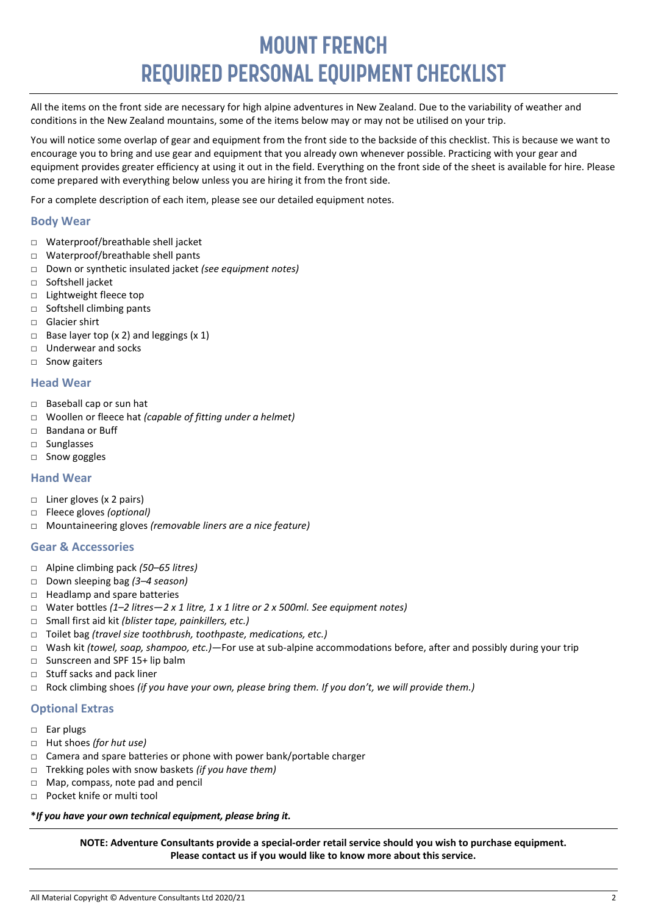# MOUNT FRENCH
# REQUIRED PERSONAL EQUIPMENT CHECKLIST

All the items on the front side are necessary for high alpine adventures in New Zealand. Due to the variability of weather and conditions in the New Zealand mountains, some of the items below may or may not be utilised on your trip.

You will notice some overlap of gear and equipment from the front side to the backside of this checklist. This is because we want to encourage you to bring and use gear and equipment that you already own whenever possible. Practicing with your gear and equipment provides greater efficiency at using it out in the field. Everything on the front side of the sheet is available for hire. Please come prepared with everything below unless you are hiring it from the front side.

For a complete description of each item, please see our detailed equipment notes.

## Body Wear

- □ Waterproof/breathable shell jacket
- □ Waterproof/breathable shell pants
- □ Down or synthetic insulated jacket *(see equipment notes)*
- □ Softshell jacket
- □ Lightweight fleece top
- □ Softshell climbing pants
- □ Glacier shirt
- □ Base layer top (x 2) and leggings (x 1)
- □ Underwear and socks
- □ Snow gaiters

## Head Wear

- □ Baseball cap or sun hat
- □ Woollen or fleece hat *(capable of fitting under a helmet)*
- □ Bandana or Buff
- □ Sunglasses
- □ Snow goggles

## Hand Wear

- □ Liner gloves (x 2 pairs)
- □ Fleece gloves *(optional)*
- □ Mountaineering gloves *(removable liners are a nice feature)*

## Gear & Accessories

- □ Alpine climbing pack *(50–65 litres)*
- □ Down sleeping bag *(3–4 season)*
- □ Headlamp and spare batteries
- □ Water bottles *(1–2 litres—2 x 1 litre, 1 x 1 litre or 2 x 500ml. See equipment notes)*
- □ Small first aid kit *(blister tape, painkillers, etc.)*
- □ Toilet bag *(travel size toothbrush, toothpaste, medications, etc.)*
- □ Wash kit *(towel, soap, shampoo, etc.)*—For use at sub-alpine accommodations before, after and possibly during your trip
- □ Sunscreen and SPF 15+ lip balm
- □ Stuff sacks and pack liner
- □ Rock climbing shoes *(if you have your own, please bring them. If you don't, we will provide them.)*

## Optional Extras

- □ Ear plugs
- □ Hut shoes *(for hut use)*
- □ Camera and spare batteries or phone with power bank/portable charger
- □ Trekking poles with snow baskets *(if you have them)*
- □ Map, compass, note pad and pencil
- □ Pocket knife or multi tool

***If you have your own technical equipment, please bring it.***

**NOTE: Adventure Consultants provide a special-order retail service should you wish to purchase equipment. Please contact us if you would like to know more about this service.**

All Material Copyright © Adventure Consultants Ltd 2020/21